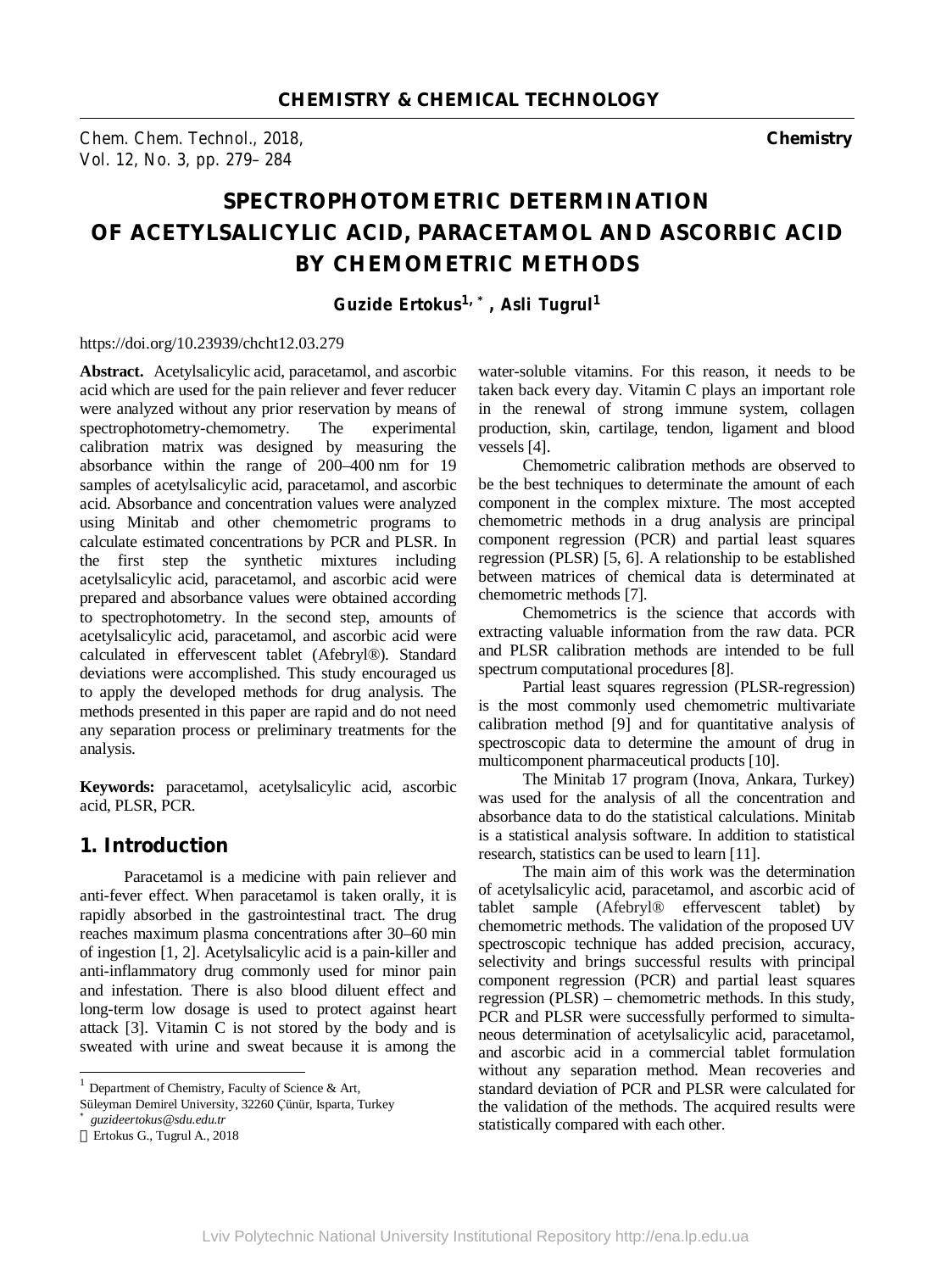# SPECTROPHOTOMETRIC DETERMINATION OF ACETYLSALICYLIC ACID, PARACETAMOL AND ASCORBIC ACID BY CHEMOMETRIC METHODS

**Guzide Ertokus[1,*], Asli Tugrul[1]**

https://doi.org/10.23939/chcht12.03.279

**Abstract.** Acetylsalicylic acid, paracetamol, and ascorbic acid which are used for the pain reliever and fever reducer were analyzed without any prior reservation by means of spectrophotometry-chemometry. The experimental calibration matrix was designed by measuring the absorbance within the range of 200–400 nm for 19 samples of acetylsalicylic acid, paracetamol, and ascorbic acid. Absorbance and concentration values were analyzed using Minitab and other chemometric programs to calculate estimated concentrations by PCR and PLSR. In the first step the synthetic mixtures including acetylsalicylic acid, paracetamol, and ascorbic acid were prepared and absorbance values were obtained according to spectrophotometry. In the second step, amounts of acetylsalicylic acid, paracetamol, and ascorbic acid were calculated in effervescent tablet (Afebryl®). Standard deviations were accomplished. This study encouraged us to apply the developed methods for drug analysis. The methods presented in this paper are rapid and do not need any separation process or preliminary treatments for the analysis.

**Keywords:** paracetamol, acetylsalicylic acid, ascorbic acid, PLSR, PCR.

## 1. Introduction

Paracetamol is a medicine with pain reliever and anti-fever effect. When paracetamol is taken orally, it is rapidly absorbed in the gastrointestinal tract. The drug reaches maximum plasma concentrations after 30–60 min of ingestion [1, 2]. Acetylsalicylic acid is a pain-killer and anti-inflammatory drug commonly used for minor pain and infestation. There is also blood diluent effect and long-term low dosage is used to protect against heart attack [3]. Vitamin C is not stored by the body and is sweated with urine and sweat because it is among the water-soluble vitamins. For this reason, it needs to be taken back every day. Vitamin C plays an important role in the renewal of strong immune system, collagen production, skin, cartilage, tendon, ligament and blood vessels [4].

Chemometric calibration methods are observed to be the best techniques to determinate the amount of each component in the complex mixture. The most accepted chemometric methods in a drug analysis are principal component regression (PCR) and partial least squares regression (PLSR) [5, 6]. A relationship to be established between matrices of chemical data is determined at chemometric methods [7].

Chemometrics is the science that accords with extracting valuable information from the raw data. PCR and PLSR calibration methods are intended to be full spectrum computational procedures [8].

Partial least squares regression (PLSR-regression) is the most commonly used chemometric multivariate calibration method [9] and for quantitative analysis of spectroscopic data to determine the amount of drug in multicomponent pharmaceutical products [10].

The Minitab 17 program (Inova, Ankara, Turkey) was used for the analysis of all the concentration and absorbance data to do the statistical calculations. Minitab is a statistical analysis software. In addition to statistical research, statistics can be used to learn [11].

The main aim of this work was the determination of acetylsalicylic acid, paracetamol, and ascorbic acid of tablet sample (Afebryl® effervescent tablet) by chemometric methods. The validation of the proposed UV spectroscopic technique has added precision, accuracy, selectivity and brings successful results with principal component regression (PCR) and partial least squares regression (PLSR) – chemometric methods. In this study, PCR and PLSR were successfully performed to simultaneous determination of acetylsalicylic acid, paracetamol, and ascorbic acid in a commercial tablet formulation without any separation method. Mean recoveries and standard deviation of PCR and PLSR were calculated for the validation of the methods. The acquired results were statistically compared with each other.

---

[1] Department of Chemistry, Faculty of Science & Art, Süleyman Demirel University, 32260 Çünür, Isparta, Turkey

[*] *guzideertokus@sdu.edu.tr*

© Ertokus G., Tugrul A., 2018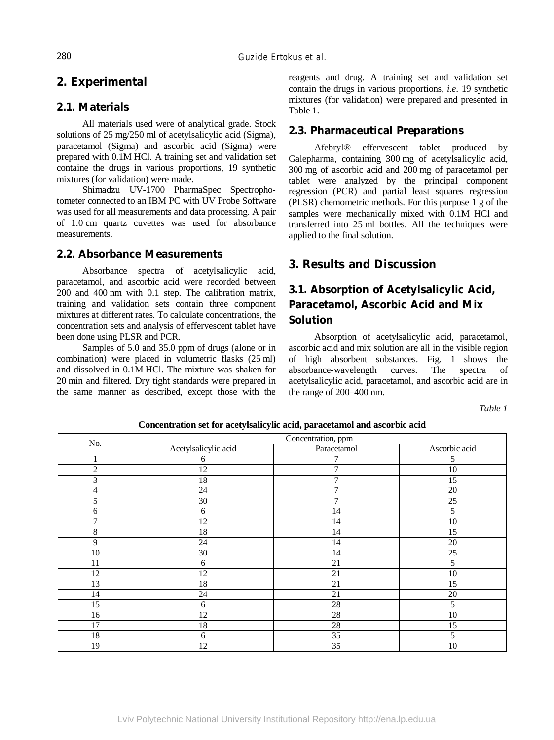## 2. Experimental

### 2.1. Materials

All materials used were of analytical grade. Stock solutions of 25 mg/250 ml of acetylsalicylic acid (Sigma), paracetamol (Sigma) and ascorbic acid (Sigma) were prepared with 0.1M HCl. A training set and validation set containe the drugs in various proportions, 19 synthetic mixtures (for validation) were made.

Shimadzu UV-1700 PharmaSpec Spectrophotometer connected to an IBM PC with UV Probe Software was used for all measurements and data processing. A pair of 1.0 cm quartz cuvettes was used for absorbance measurements.

### 2.2. Absorbance Measurements

Absorbance spectra of acetylsalicylic acid, paracetamol, and ascorbic acid were recorded between 200 and 400 nm with 0.1 step. The calibration matrix, training and validation sets contain three component mixtures at different rates. To calculate concentrations, the concentration sets and analysis of effervescent tablet have been done using PLSR and PCR.

Samples of 5.0 and 35.0 ppm of drugs (alone or in combination) were placed in volumetric flasks (25 ml) and dissolved in 0.1M HCl. The mixture was shaken for 20 min and filtered. Dry tight standards were prepared in the same manner as described, except those with the reagents and drug. A training set and validation set contain the drugs in various proportions, *i.e*. 19 synthetic mixtures (for validation) were prepared and presented in Table 1.

### 2.3. Pharmaceutical Preparations

Afebryl® effervescent tablet produced by Galepharma, containing 300 mg of acetylsalicylic acid, 300 mg of ascorbic acid and 200 mg of paracetamol per tablet were analyzed by the principal component regression (PCR) and partial least squares regression (PLSR) chemometric methods. For this purpose 1 g of the samples were mechanically mixed with 0.1M HCl and transferred into 25 ml bottles. All the techniques were applied to the final solution.

## 3. Results and Discussion

### 3.1. Absorption of Acetylsalicylic Acid, Paracetamol, Ascorbic Acid and Mix Solution

Absorption of acetylsalicylic acid, paracetamol, ascorbic acid and mix solution are all in the visible region of high absorbent substances. Fig. 1 shows the absorbance-wavelength curves. The spectra of acetylsalicylic acid, paracetamol, and ascorbic acid are in the range of 200–400 nm.

*Table 1*

**Concentration set for acetylsalicylic acid, paracetamol and ascorbic acid**

| No. | Concentration, ppm | | |
|---|---|---|---|
| | Acetylsalicylic acid | Paracetamol | Ascorbic acid |
| 1 | 6 | 7 | 5 |
| 2 | 12 | 7 | 10 |
| 3 | 18 | 7 | 15 |
| 4 | 24 | 7 | 20 |
| 5 | 30 | 7 | 25 |
| 6 | 6 | 14 | 5 |
| 7 | 12 | 14 | 10 |
| 8 | 18 | 14 | 15 |
| 9 | 24 | 14 | 20 |
| 10 | 30 | 14 | 25 |
| 11 | 6 | 21 | 5 |
| 12 | 12 | 21 | 10 |
| 13 | 18 | 21 | 15 |
| 14 | 24 | 21 | 20 |
| 15 | 6 | 28 | 5 |
| 16 | 12 | 28 | 10 |
| 17 | 18 | 28 | 15 |
| 18 | 6 | 35 | 5 |
| 19 | 12 | 35 | 10 |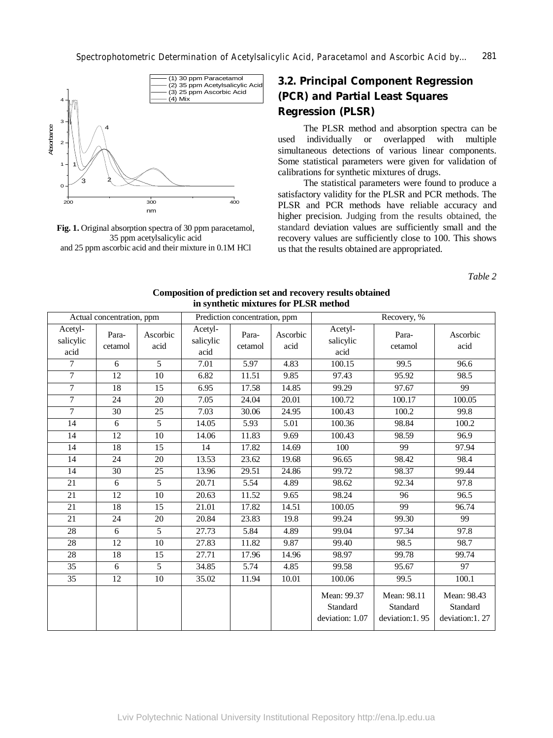Fig. 1. Original absorption spectra of 30 ppm paracetamol, 35 ppm acetylsalicylic acid and 25 ppm ascorbic acid and their mixture in 0.1M HCl

## 3.2. Principal Component Regression (PCR) and Partial Least Squares Regression (PLSR)

The PLSR method and absorption spectra can be used individually or overlapped with multiple simultaneous detections of various linear components. Some statistical parameters were given for validation of calibrations for synthetic mixtures of drugs.

The statistical parameters were found to produce a satisfactory validity for the PLSR and PCR methods. The PLSR and PCR methods have reliable accuracy and higher precision. Judging from the results obtained, the standard deviation values are sufficiently small and the recovery values are sufficiently close to 100. This shows us that the results obtained are appropriated.

*Table 2*

**Composition of prediction set and recovery results obtained in synthetic mixtures for PLSR method**

| Actual concentration, ppm | | | Prediction concentration, ppm | | | Recovery, % | | |
|---|---|---|---|---|---|---|---|---|
| Acetyl-salicylic acid | Para-cetamol | Ascorbic acid | Acetyl-salicylic acid | Para-cetamol | Ascorbic acid | Acetyl-salicylic acid | Para-cetamol | Ascorbic acid |
| 7 | 6 | 5 | 7.01 | 5.97 | 4.83 | 100.15 | 99.5 | 96.6 |
| 7 | 12 | 10 | 6.82 | 11.51 | 9.85 | 97.43 | 95.92 | 98.5 |
| 7 | 18 | 15 | 6.95 | 17.58 | 14.85 | 99.29 | 97.67 | 99 |
| 7 | 24 | 20 | 7.05 | 24.04 | 20.01 | 100.72 | 100.17 | 100.05 |
| 7 | 30 | 25 | 7.03 | 30.06 | 24.95 | 100.43 | 100.2 | 99.8 |
| 14 | 6 | 5 | 14.05 | 5.93 | 5.01 | 100.36 | 98.84 | 100.2 |
| 14 | 12 | 10 | 14.06 | 11.83 | 9.69 | 100.43 | 98.59 | 96.9 |
| 14 | 18 | 15 | 14 | 17.82 | 14.69 | 100 | 99 | 97.94 |
| 14 | 24 | 20 | 13.53 | 23.62 | 19.68 | 96.65 | 98.42 | 98.4 |
| 14 | 30 | 25 | 13.96 | 29.51 | 24.86 | 99.72 | 98.37 | 99.44 |
| 21 | 6 | 5 | 20.71 | 5.54 | 4.89 | 98.62 | 92.34 | 97.8 |
| 21 | 12 | 10 | 20.63 | 11.52 | 9.65 | 98.24 | 96 | 96.5 |
| 21 | 18 | 15 | 21.01 | 17.82 | 14.51 | 100.05 | 99 | 96.74 |
| 21 | 24 | 20 | 20.84 | 23.83 | 19.8 | 99.24 | 99.30 | 99 |
| 28 | 6 | 5 | 27.73 | 5.84 | 4.89 | 99.04 | 97.34 | 97.8 |
| 28 | 12 | 10 | 27.83 | 11.82 | 9.87 | 99.40 | 98.5 | 98.7 |
| 28 | 18 | 15 | 27.71 | 17.96 | 14.96 | 98.97 | 99.78 | 99.74 |
| 35 | 6 | 5 | 34.85 | 5.74 | 4.85 | 99.58 | 95.67 | 97 |
| 35 | 12 | 10 | 35.02 | 11.94 | 10.01 | 100.06 | 99.5 | 100.1 |
| | | | | | | Mean: 99.37 Standard deviation: 1.07 | Mean: 98.11 Standard deviation:1. 95 | Mean: 98.43 Standard deviation:1. 27 |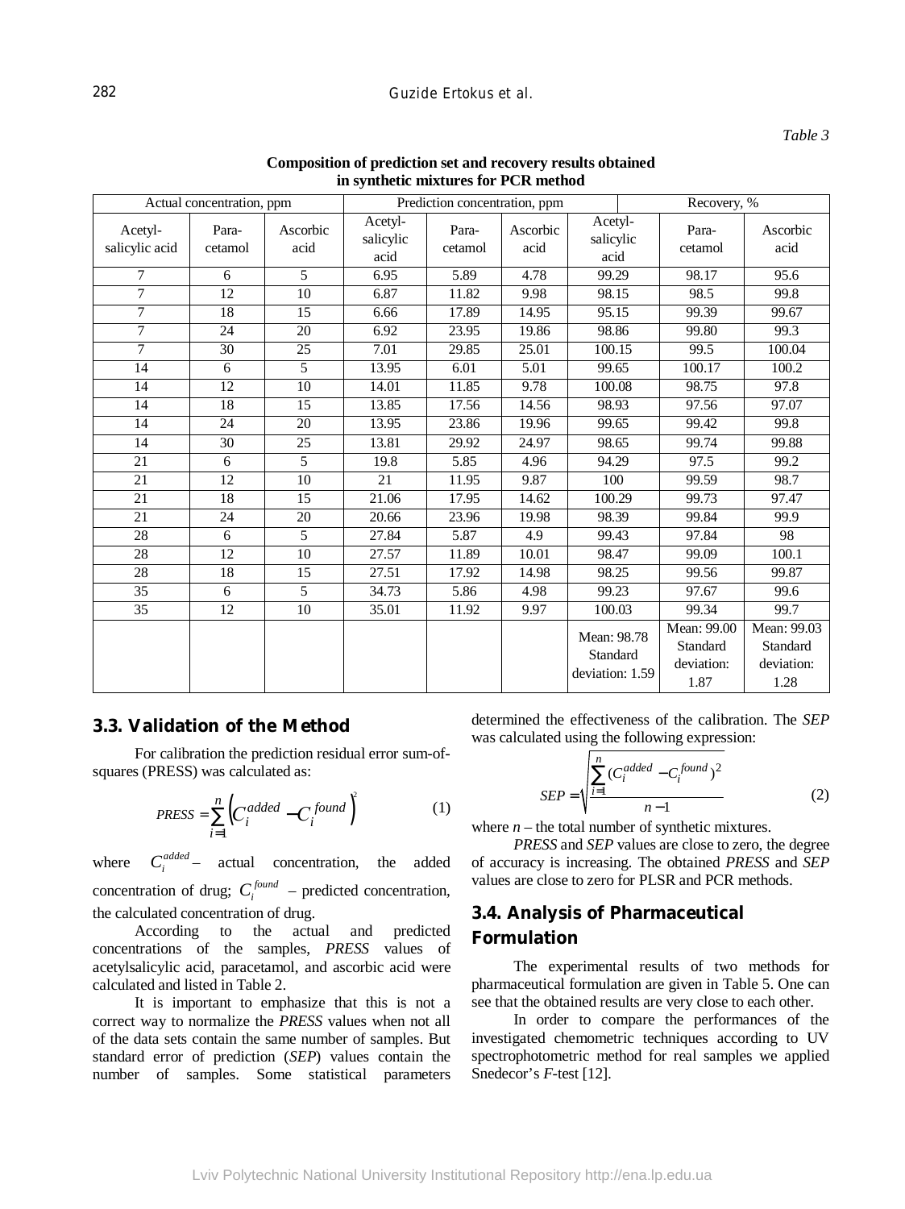*Table 3*

**Composition of prediction set and recovery results obtained in synthetic mixtures for PCR method**

| Actual concentration, ppm | | | Prediction concentration, ppm | | | Recovery, % | | |
|---|---|---|---|---|---|---|---|---|
| Acetyl-salicylic acid | Para-cetamol | Ascorbic acid | Acetyl-salicylic acid | Para-cetamol | Ascorbic acid | Acetyl-salicylic acid | Para-cetamol | Ascorbic acid |
| 7 | 6 | 5 | 6.95 | 5.89 | 4.78 | 99.29 | 98.17 | 95.6 |
| 7 | 12 | 10 | 6.87 | 11.82 | 9.98 | 98.15 | 98.5 | 99.8 |
| 7 | 18 | 15 | 6.66 | 17.89 | 14.95 | 95.15 | 99.39 | 99.67 |
| 7 | 24 | 20 | 6.92 | 23.95 | 19.86 | 98.86 | 99.80 | 99.3 |
| 7 | 30 | 25 | 7.01 | 29.85 | 25.01 | 100.15 | 99.5 | 100.04 |
| 14 | 6 | 5 | 13.95 | 6.01 | 5.01 | 99.65 | 100.17 | 100.2 |
| 14 | 12 | 10 | 14.01 | 11.85 | 9.78 | 100.08 | 98.75 | 97.8 |
| 14 | 18 | 15 | 13.85 | 17.56 | 14.56 | 98.93 | 97.56 | 97.07 |
| 14 | 24 | 20 | 13.95 | 23.86 | 19.96 | 99.65 | 99.42 | 99.8 |
| 14 | 30 | 25 | 13.81 | 29.92 | 24.97 | 98.65 | 99.74 | 99.88 |
| 21 | 6 | 5 | 19.8 | 5.85 | 4.96 | 94.29 | 97.5 | 99.2 |
| 21 | 12 | 10 | 21 | 11.95 | 9.87 | 100 | 99.59 | 98.7 |
| 21 | 18 | 15 | 21.06 | 17.95 | 14.62 | 100.29 | 99.73 | 97.47 |
| 21 | 24 | 20 | 20.66 | 23.96 | 19.98 | 98.39 | 99.84 | 99.9 |
| 28 | 6 | 5 | 27.84 | 5.87 | 4.9 | 99.43 | 97.84 | 98 |
| 28 | 12 | 10 | 27.57 | 11.89 | 10.01 | 98.47 | 99.09 | 100.1 |
| 28 | 18 | 15 | 27.51 | 17.92 | 14.98 | 98.25 | 99.56 | 99.87 |
| 35 | 6 | 5 | 34.73 | 5.86 | 4.98 | 99.23 | 97.67 | 99.6 |
| 35 | 12 | 10 | 35.01 | 11.92 | 9.97 | 100.03 | 99.34 | 99.7 |
| | | | | | | Mean: 98.78 Standard deviation: 1.59 | Mean: 99.00 Standard deviation: 1.87 | Mean: 99.03 Standard deviation: 1.28 |

## 3.3. Validation of the Method

For calibration the prediction residual error sum-of-squares (PRESS) was calculated as:

$$PRESS = \sum_{i=1}^{n} \left( C_i^{added} - C_i^{found} \right)^2 \qquad (1)$$

where $C_i^{added}$ – actual concentration, the added concentration of drug; $C_i^{found}$ – predicted concentration, the calculated concentration of drug.

According to the actual and predicted concentrations of the samples, *PRESS* values of acetylsalicylic acid, paracetamol, and ascorbic acid were calculated and listed in Table 2.

It is important to emphasize that this is not a correct way to normalize the *PRESS* values when not all of the data sets contain the same number of samples. But standard error of prediction (*SEP*) values contain the number of samples. Some statistical parameters determined the effectiveness of the calibration. The *SEP* was calculated using the following expression:

$$SEP = \sqrt{\frac{\sum_{i=1}^{n} (C_i^{added} - C_i^{found})^2}{n-1}} \qquad (2)$$

where $n$ – the total number of synthetic mixtures.

*PRESS* and *SEP* values are close to zero, the degree of accuracy is increasing. The obtained *PRESS* and *SEP* values are close to zero for PLSR and PCR methods.

## 3.4. Analysis of Pharmaceutical Formulation

The experimental results of two methods for pharmaceutical formulation are given in Table 5. One can see that the obtained results are very close to each other.

In order to compare the performances of the investigated chemometric techniques according to UV spectrophotometric method for real samples we applied Snedecor's *F*-test [12].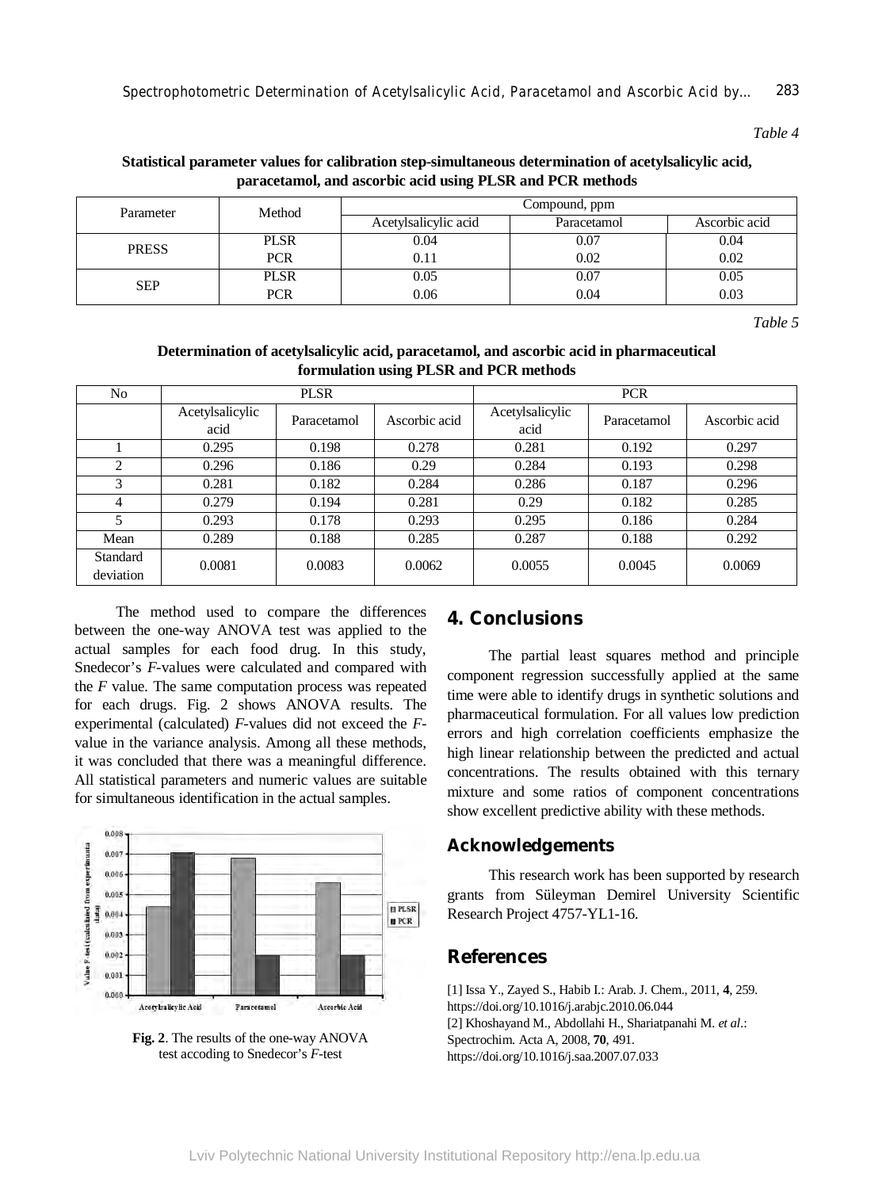*Table 4*

**Statistical parameter values for calibration step-simultaneous determination of acetylsalicylic acid, paracetamol, and ascorbic acid using PLSR and PCR methods**

| Parameter | Method | Compound, ppm | | |
|---|---|---|---|---|
| | | Acetylsalicylic acid | Paracetamol | Ascorbic acid |
| PRESS | PLSR | 0.04 | 0.07 | 0.04 |
| | PCR | 0.11 | 0.02 | 0.02 |
| SEP | PLSR | 0.05 | 0.07 | 0.05 |
| | PCR | 0.06 | 0.04 | 0.03 |

*Table 5*

**Determination of acetylsalicylic acid, paracetamol, and ascorbic acid in pharmaceutical formulation using PLSR and PCR methods**

| No | PLSR | | | PCR | | |
|---|---|---|---|---|---|---|
| | Acetylsalicylic acid | Paracetamol | Ascorbic acid | Acetylsalicylic acid | Paracetamol | Ascorbic acid |
| 1 | 0.295 | 0.198 | 0.278 | 0.281 | 0.192 | 0.297 |
| 2 | 0.296 | 0.186 | 0.29 | 0.284 | 0.193 | 0.298 |
| 3 | 0.281 | 0.182 | 0.284 | 0.286 | 0.187 | 0.296 |
| 4 | 0.279 | 0.194 | 0.281 | 0.29 | 0.182 | 0.285 |
| 5 | 0.293 | 0.178 | 0.293 | 0.295 | 0.186 | 0.284 |
| Mean | 0.289 | 0.188 | 0.285 | 0.287 | 0.188 | 0.292 |
| Standard deviation | 0.0081 | 0.0083 | 0.0062 | 0.0055 | 0.0045 | 0.0069 |

The method used to compare the differences between the one-way ANOVA test was applied to the actual samples for each food drug. In this study, Snedecor's *F*-values were calculated and compared with the *F* value. The same computation process was repeated for each drugs. Fig. 2 shows ANOVA results. The experimental (calculated) *F*-values did not exceed the *F*-value in the variance analysis. Among all these methods, it was concluded that there was a meaningful difference. All statistical parameters and numeric values are suitable for simultaneous identification in the actual samples.

**Fig. 2**. The results of the one-way ANOVA test accoding to Snedecor's *F*-test

## 4. Conclusions

The partial least squares method and principle component regression successfully applied at the same time were able to identify drugs in synthetic solutions and pharmaceutical formulation. For all values low prediction errors and high correlation coefficients emphasize the high linear relationship between the predicted and actual concentrations. The results obtained with this ternary mixture and some ratios of component concentrations show excellent predictive ability with these methods.

## Acknowledgements

This research work has been supported by research grants from Süleyman Demirel University Scientific Research Project 4757-YL1-16.

## References

[1] Issa Y., Zayed S., Habib I.: Arab. J. Chem., 2011, **4**, 259. https://doi.org/10.1016/j.arabjc.2010.06.044

[2] Khoshayand M., Abdollahi H., Shariatpanahi M. *et al*.: Spectrochim. Acta A, 2008, **70**, 491. https://doi.org/10.1016/j.saa.2007.07.033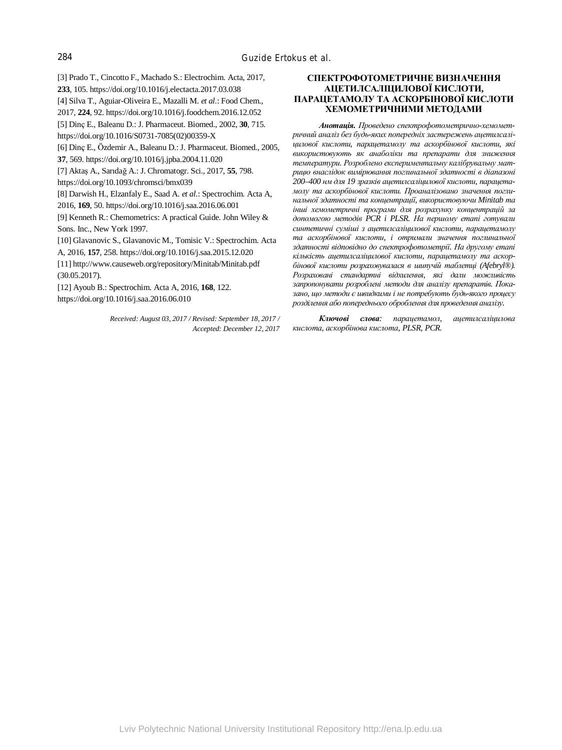[3] Prado T., Cincotto F., Machado S.: Electrochim. Acta, 2017, **233**, 105. https://doi.org/10.1016/j.electacta.2017.03.038

[4] Silva T., Aguiar-Oliveira E., Mazalli M. *et al*.: Food Chem., 2017, **224**, 92. https://doi.org/10.1016/j.foodchem.2016.12.052

[5] Dinç E., Baleanu D.: J. Pharmaceut. Biomed., 2002, **30**, 715. https://doi.org/10.1016/S0731-7085(02)00359-X

[6] Dinç E., Özdemir A., Baleanu D.: J. Pharmaceut. Biomed., 2005, **37**, 569. https://doi.org/10.1016/j.jpba.2004.11.020

[7] Aktaş A., Sarıdağ A.: J. Chromatogr. Sci., 2017, **55**, 798. https://doi.org/10.1093/chromsci/bmx039

[8] Darwish H., Elzanfaly E., Saad A. *et al*.: Spectrochim. Acta A, 2016, **169**, 50. https://doi.org/10.1016/j.saa.2016.06.001

[9] Kenneth R.: Chemometrics: A practical Guide. John Wiley & Sons. Inc., New York 1997.

[10] Glavanovic S., Glavanovic M., Tomisic V.: Spectrochim. Acta A, 2016, **157**, 258. https://doi.org/10.1016/j.saa.2015.12.020

[11] http://www.causeweb.org/repository/Minitab/Minitab.pdf (30.05.2017).

[12] Ayoub B.: Spectrochim. Acta A, 2016, **168**, 122. https://doi.org/10.1016/j.saa.2016.06.010

*Received: August 03, 2017 / Revised: September 18, 2017 / Accepted: December 12, 2017*

## СПЕКТРОФОТОМЕТРИЧНЕ ВИЗНАЧЕННЯ АЦЕТИЛСАЛІЦИЛОВОЇ КИСЛОТИ, ПАРАЦЕТАМОЛУ ТА АСКОРБІНОВОЇ КИСЛОТИ ХЕМОМЕТРИЧНИМИ МЕТОДАМИ

***Анотація.*** *Проведено спектрофотометрично-хемометричний аналіз без будь-яких попередніх застережень ацетилсаліцилової кислоти, парацетамолу та аскорбінової кислоти, які використовують як анаболіки та препарати для зниження температури. Розроблено експериментальну калібрувальну матрицю внаслідок вимірювання поглинальної здатності в діапазоні 200–400 нм для 19 зразків ацетилсаліцилової кислоти, парацетамолу та аскорбінової кислоти. Проаналізовано значення поглинальної здатності та концентрації, використовуючи Minitab та інші хемометричні програми для розрахунку концентрацій за допомогою методів PCR і PLSR. На першому етапі готували синтетичні суміші з ацетилсаліцилової кислоти, парацетамолу та аскорбінової кислоти, і отримали значення поглинальної здатності відповідно до спектрофотометрії. На другому етапі кількість ацетилсаліцилової кислоти, парацетамолу та аскорбінової кислоти розраховувалася в шипучій таблетці (Afebryl®). Розраховані стандартні відхилення, які дали можливість запропонувати розроблені методи для аналізу препаратів. Показано, що методи є швидкими і не потребують будь-якого процесу розділення або попереднього оброблення для проведення аналізу.*

***Ключові слова****: парацетамол, ацетилсаліцилова кислота, аскорбінова кислота, PLSR, PCR.*